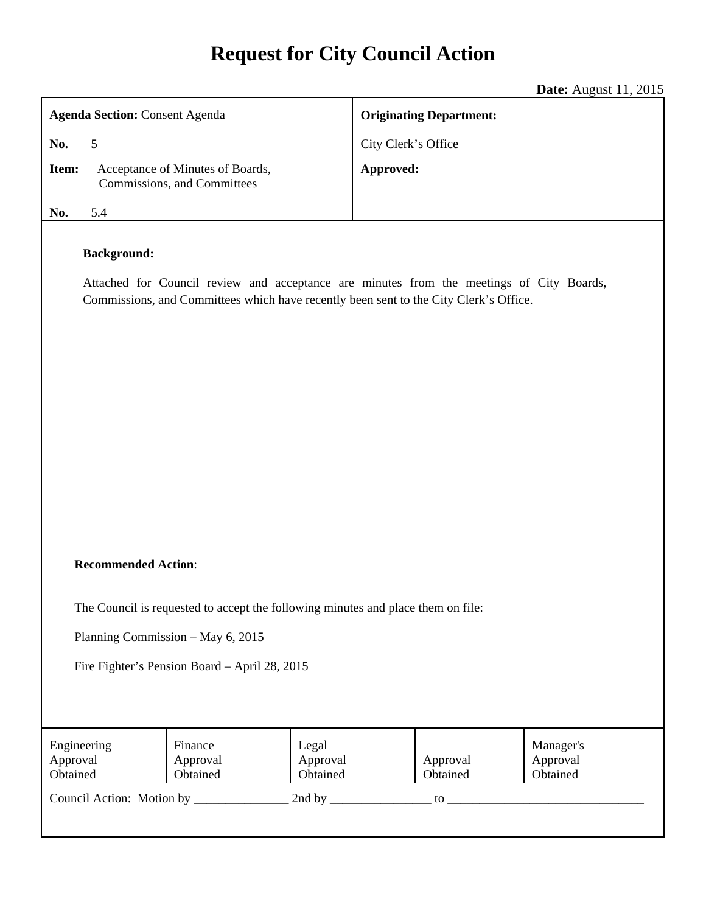# Request for City Council Action

**Date:** August 11, 2015

| **Agenda Section:** Consent Agenda<br><br>**No.** 5 | **Originating Department:**<br><br>City Clerk's Office |
|---|---|
| **Item:** Acceptance of Minutes of Boards, Commissions, and Committees<br><br>**No.** 5.4 | **Approved:** |

**Background:**

Attached for Council review and acceptance are minutes from the meetings of City Boards, Commissions, and Committees which have recently been sent to the City Clerk's Office.

**Recommended Action**:

The Council is requested to accept the following minutes and place them on file:

Planning Commission – May 6, 2015

Fire Fighter's Pension Board – April 28, 2015

| Engineering Approval Obtained | Finance Approval Obtained | Legal Approval Obtained | Approval Obtained | Manager's Approval Obtained |
|---|---|---|---|---|

Council Action: Motion by _______________ 2nd by ________________ to _______________________________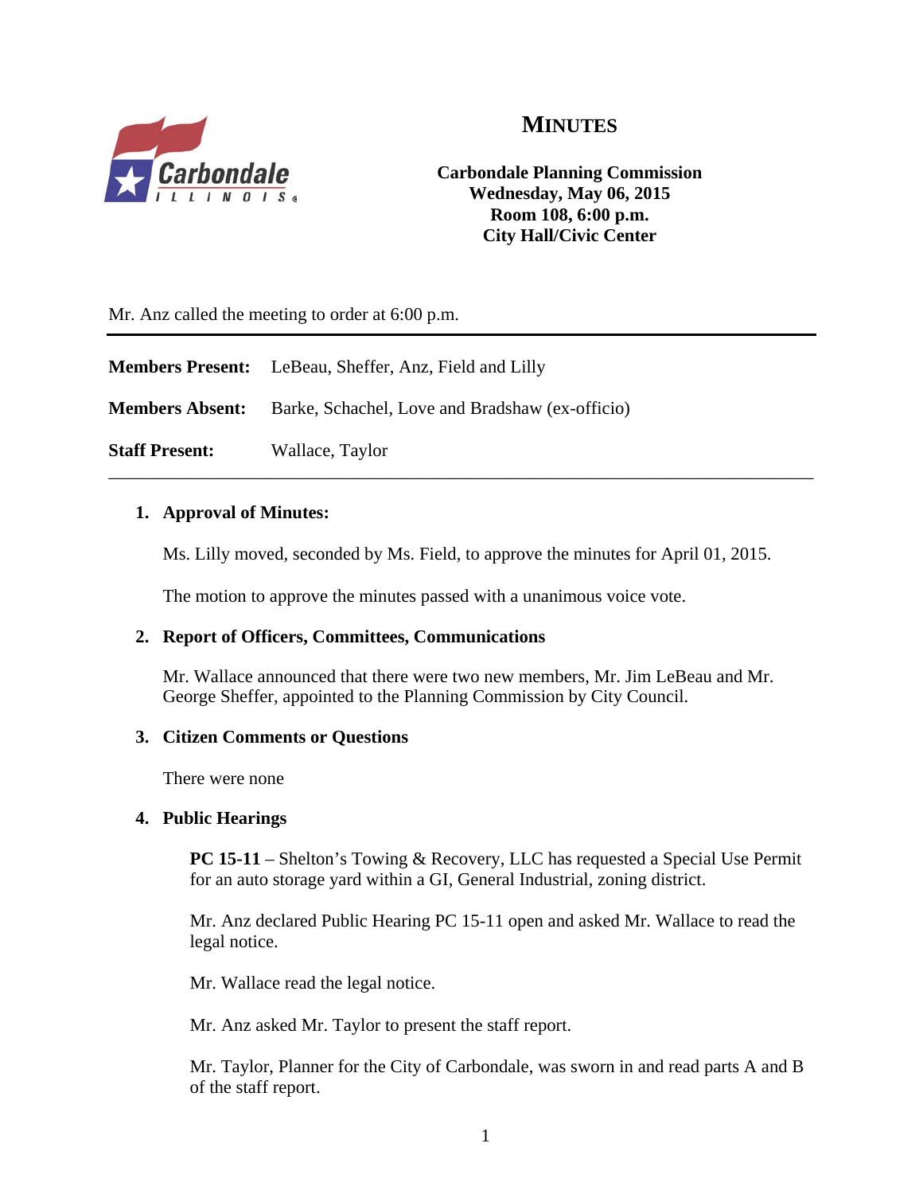# MINUTES

**Carbondale Planning Commission**
**Wednesday, May 06, 2015**
**Room 108, 6:00 p.m.**
**City Hall/Civic Center**

Mr. Anz called the meeting to order at 6:00 p.m.

---

**Members Present:** LeBeau, Sheffer, Anz, Field and Lilly

**Members Absent:** Barke, Schachel, Love and Bradshaw (ex-officio)

**Staff Present:** Wallace, Taylor

---

1. **Approval of Minutes:**

   Ms. Lilly moved, seconded by Ms. Field, to approve the minutes for April 01, 2015.

   The motion to approve the minutes passed with a unanimous voice vote.

2. **Report of Officers, Committees, Communications**

   Mr. Wallace announced that there were two new members, Mr. Jim LeBeau and Mr. George Sheffer, appointed to the Planning Commission by City Council.

3. **Citizen Comments or Questions**

   There were none

4. **Public Hearings**

   **PC 15-11** – Shelton's Towing & Recovery, LLC has requested a Special Use Permit for an auto storage yard within a GI, General Industrial, zoning district.

   Mr. Anz declared Public Hearing PC 15-11 open and asked Mr. Wallace to read the legal notice.

   Mr. Wallace read the legal notice.

   Mr. Anz asked Mr. Taylor to present the staff report.

   Mr. Taylor, Planner for the City of Carbondale, was sworn in and read parts A and B of the staff report.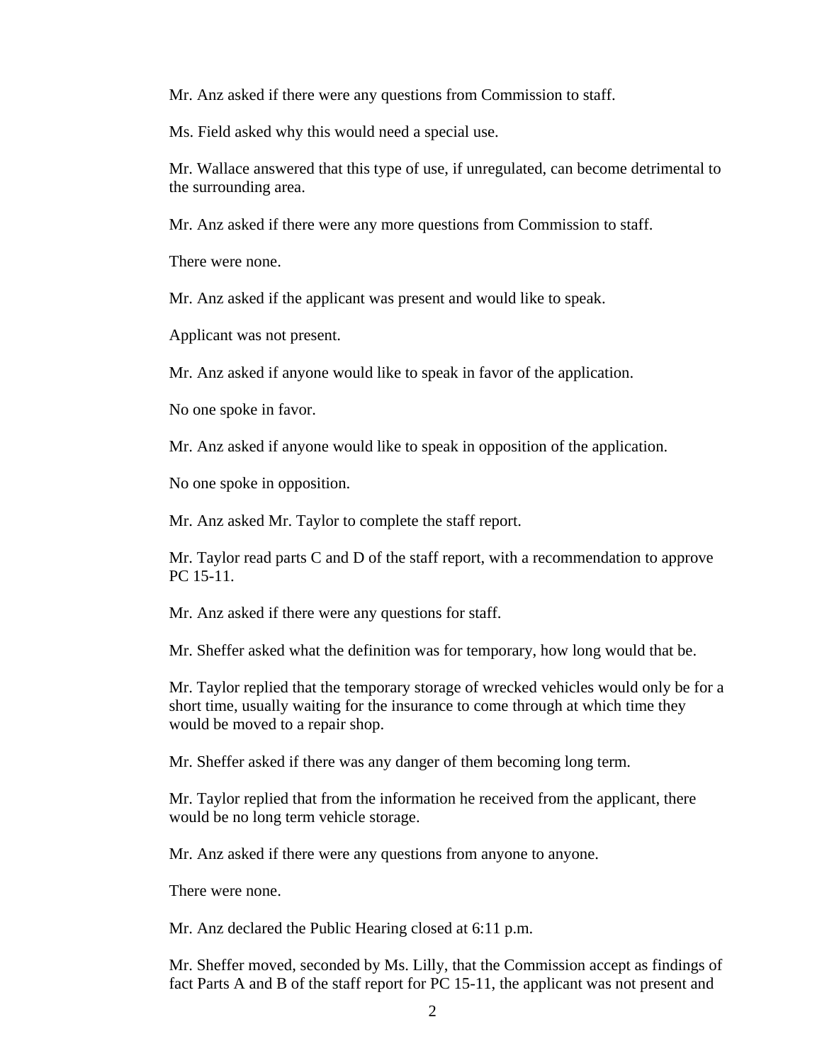Mr. Anz asked if there were any questions from Commission to staff.

Ms. Field asked why this would need a special use.

Mr. Wallace answered that this type of use, if unregulated, can become detrimental to the surrounding area.

Mr. Anz asked if there were any more questions from Commission to staff.

There were none.

Mr. Anz asked if the applicant was present and would like to speak.

Applicant was not present.

Mr. Anz asked if anyone would like to speak in favor of the application.

No one spoke in favor.

Mr. Anz asked if anyone would like to speak in opposition of the application.

No one spoke in opposition.

Mr. Anz asked Mr. Taylor to complete the staff report.

Mr. Taylor read parts C and D of the staff report, with a recommendation to approve PC 15-11.

Mr. Anz asked if there were any questions for staff.

Mr. Sheffer asked what the definition was for temporary, how long would that be.

Mr. Taylor replied that the temporary storage of wrecked vehicles would only be for a short time, usually waiting for the insurance to come through at which time they would be moved to a repair shop.

Mr. Sheffer asked if there was any danger of them becoming long term.

Mr. Taylor replied that from the information he received from the applicant, there would be no long term vehicle storage.

Mr. Anz asked if there were any questions from anyone to anyone.

There were none.

Mr. Anz declared the Public Hearing closed at 6:11 p.m.

Mr. Sheffer moved, seconded by Ms. Lilly, that the Commission accept as findings of fact Parts A and B of the staff report for PC 15-11, the applicant was not present and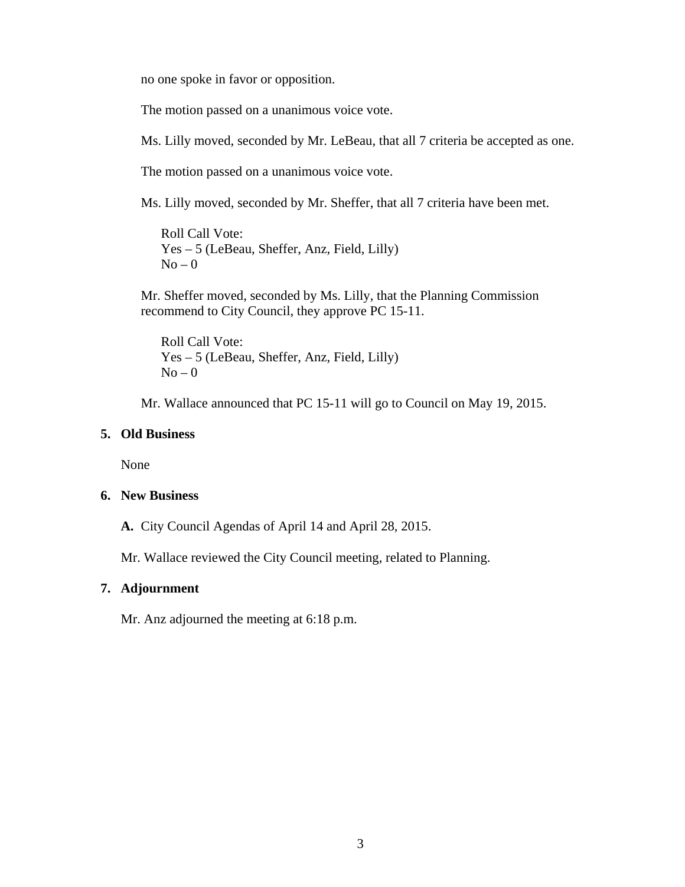no one spoke in favor or opposition.

The motion passed on a unanimous voice vote.

Ms. Lilly moved, seconded by Mr. LeBeau, that all 7 criteria be accepted as one.

The motion passed on a unanimous voice vote.

Ms. Lilly moved, seconded by Mr. Sheffer, that all 7 criteria have been met.

Roll Call Vote:  
Yes – 5 (LeBeau, Sheffer, Anz, Field, Lilly)  
No – 0

Mr. Sheffer moved, seconded by Ms. Lilly, that the Planning Commission recommend to City Council, they approve PC 15-11.

Roll Call Vote:  
Yes – 5 (LeBeau, Sheffer, Anz, Field, Lilly)  
No – 0

Mr. Wallace announced that PC 15-11 will go to Council on May 19, 2015.

**5. Old Business**

None

**6. New Business**

**A.** City Council Agendas of April 14 and April 28, 2015.

Mr. Wallace reviewed the City Council meeting, related to Planning.

**7. Adjournment**

Mr. Anz adjourned the meeting at 6:18 p.m.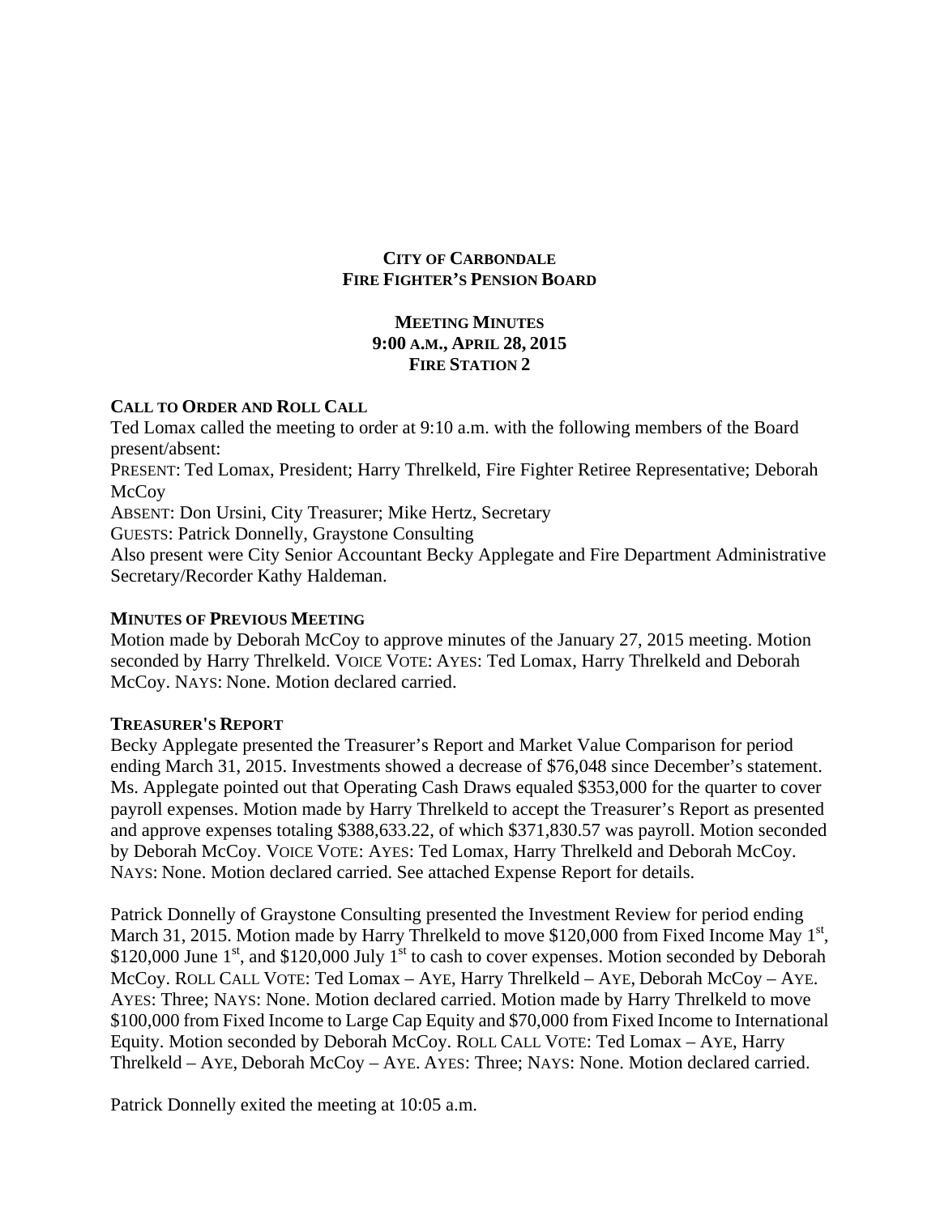**CITY OF CARBONDALE**
**FIRE FIGHTER'S PENSION BOARD**

**MEETING MINUTES**
**9:00 A.M., APRIL 28, 2015**
**FIRE STATION 2**

**CALL TO ORDER AND ROLL CALL**

Ted Lomax called the meeting to order at 9:10 a.m. with the following members of the Board present/absent:
PRESENT: Ted Lomax, President; Harry Threlkeld, Fire Fighter Retiree Representative; Deborah McCoy
ABSENT: Don Ursini, City Treasurer; Mike Hertz, Secretary
GUESTS: Patrick Donnelly, Graystone Consulting
Also present were City Senior Accountant Becky Applegate and Fire Department Administrative Secretary/Recorder Kathy Haldeman.

**MINUTES OF PREVIOUS MEETING**

Motion made by Deborah McCoy to approve minutes of the January 27, 2015 meeting. Motion seconded by Harry Threlkeld. VOICE VOTE: AYES: Ted Lomax, Harry Threlkeld and Deborah McCoy. NAYS: None. Motion declared carried.

**TREASURER'S REPORT**

Becky Applegate presented the Treasurer's Report and Market Value Comparison for period ending March 31, 2015. Investments showed a decrease of $76,048 since December's statement. Ms. Applegate pointed out that Operating Cash Draws equaled $353,000 for the quarter to cover payroll expenses. Motion made by Harry Threlkeld to accept the Treasurer's Report as presented and approve expenses totaling $388,633.22, of which $371,830.57 was payroll. Motion seconded by Deborah McCoy. VOICE VOTE: AYES: Ted Lomax, Harry Threlkeld and Deborah McCoy. NAYS: None. Motion declared carried. See attached Expense Report for details.

Patrick Donnelly of Graystone Consulting presented the Investment Review for period ending March 31, 2015. Motion made by Harry Threlkeld to move $120,000 from Fixed Income May 1st, $120,000 June 1st, and $120,000 July 1st to cash to cover expenses. Motion seconded by Deborah McCoy. ROLL CALL VOTE: Ted Lomax – AYE, Harry Threlkeld – AYE, Deborah McCoy – AYE. AYES: Three; NAYS: None. Motion declared carried. Motion made by Harry Threlkeld to move $100,000 from Fixed Income to Large Cap Equity and $70,000 from Fixed Income to International Equity. Motion seconded by Deborah McCoy. ROLL CALL VOTE: Ted Lomax – AYE, Harry Threlkeld – AYE, Deborah McCoy – AYE. AYES: Three; NAYS: None. Motion declared carried.

Patrick Donnelly exited the meeting at 10:05 a.m.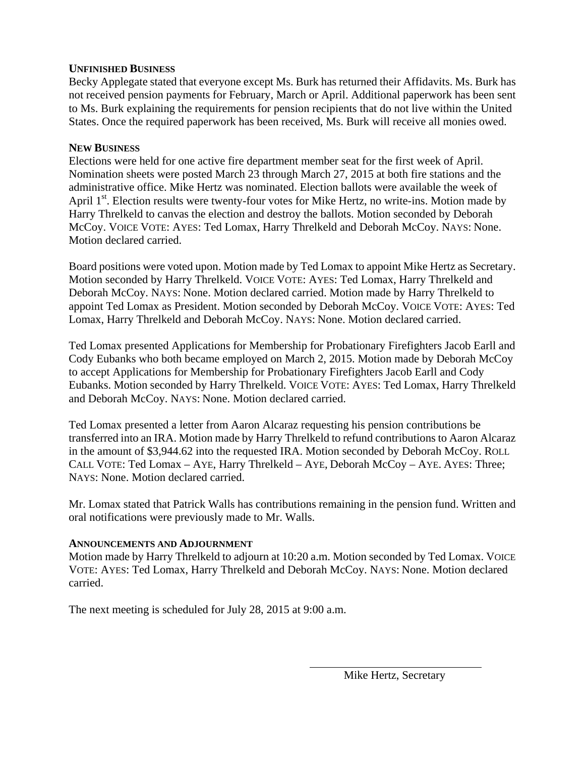### UNFINISHED BUSINESS

Becky Applegate stated that everyone except Ms. Burk has returned their Affidavits. Ms. Burk has not received pension payments for February, March or April. Additional paperwork has been sent to Ms. Burk explaining the requirements for pension recipients that do not live within the United States. Once the required paperwork has been received, Ms. Burk will receive all monies owed.

### NEW BUSINESS

Elections were held for one active fire department member seat for the first week of April. Nomination sheets were posted March 23 through March 27, 2015 at both fire stations and the administrative office. Mike Hertz was nominated. Election ballots were available the week of April 1st. Election results were twenty-four votes for Mike Hertz, no write-ins. Motion made by Harry Threlkeld to canvas the election and destroy the ballots. Motion seconded by Deborah McCoy. VOICE VOTE: AYES: Ted Lomax, Harry Threlkeld and Deborah McCoy. NAYS: None. Motion declared carried.

Board positions were voted upon. Motion made by Ted Lomax to appoint Mike Hertz as Secretary. Motion seconded by Harry Threlkeld. VOICE VOTE: AYES: Ted Lomax, Harry Threlkeld and Deborah McCoy. NAYS: None. Motion declared carried. Motion made by Harry Threlkeld to appoint Ted Lomax as President. Motion seconded by Deborah McCoy. VOICE VOTE: AYES: Ted Lomax, Harry Threlkeld and Deborah McCoy. NAYS: None. Motion declared carried.

Ted Lomax presented Applications for Membership for Probationary Firefighters Jacob Earll and Cody Eubanks who both became employed on March 2, 2015. Motion made by Deborah McCoy to accept Applications for Membership for Probationary Firefighters Jacob Earll and Cody Eubanks. Motion seconded by Harry Threlkeld. VOICE VOTE: AYES: Ted Lomax, Harry Threlkeld and Deborah McCoy. NAYS: None. Motion declared carried.

Ted Lomax presented a letter from Aaron Alcaraz requesting his pension contributions be transferred into an IRA. Motion made by Harry Threlkeld to refund contributions to Aaron Alcaraz in the amount of $3,944.62 into the requested IRA. Motion seconded by Deborah McCoy. ROLL CALL VOTE: Ted Lomax – AYE, Harry Threlkeld – AYE, Deborah McCoy – AYE. AYES: Three; NAYS: None. Motion declared carried.

Mr. Lomax stated that Patrick Walls has contributions remaining in the pension fund. Written and oral notifications were previously made to Mr. Walls.

### ANNOUNCEMENTS AND ADJOURNMENT

Motion made by Harry Threlkeld to adjourn at 10:20 a.m. Motion seconded by Ted Lomax. VOICE VOTE: AYES: Ted Lomax, Harry Threlkeld and Deborah McCoy. NAYS: None. Motion declared carried.

The next meeting is scheduled for July 28, 2015 at 9:00 a.m.

Mike Hertz, Secretary